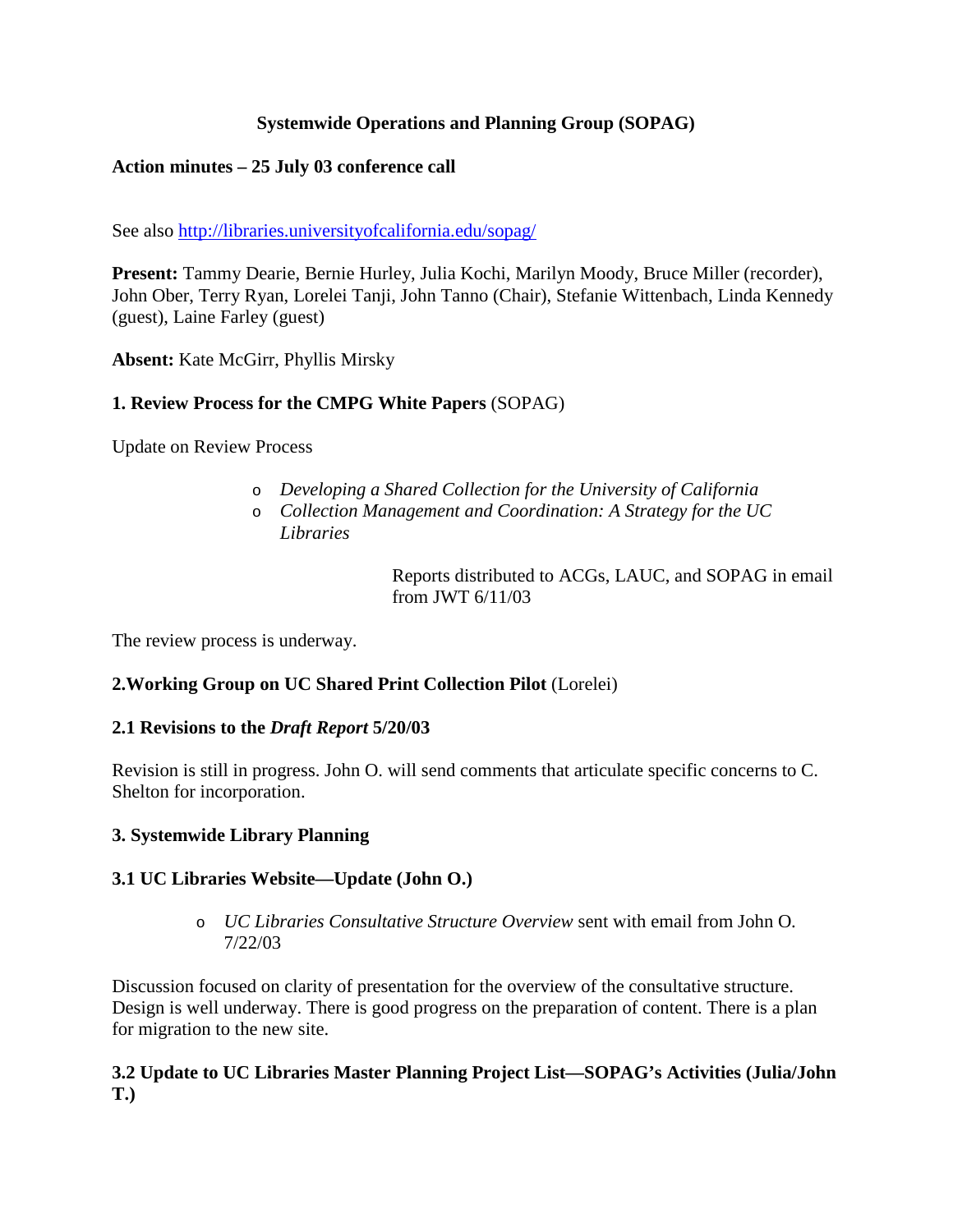**Systemwide Operations and Planning Group (SOPAG)**

**Action minutes – 25 July 03 conference call**

See also http://libraries.universityofcalifornia.edu/sopag/

**Present:** Tammy Dearie, Bernie Hurley, Julia Kochi, Marilyn Moody, Bruce Miller (recorder), John Ober, Terry Ryan, Lorelei Tanji, John Tanno (Chair), Stefanie Wittenbach, Linda Kennedy (guest), Laine Farley (guest)

**Absent:** Kate McGirr, Phyllis Mirsky

**1. Review Process for the CMPG White Papers** (SOPAG)

Update on Review Process

- *Developing a Shared Collection for the University of California*
- *Collection Management and Coordination: A Strategy for the UC Libraries*

Reports distributed to ACGs, LAUC, and SOPAG in email from JWT 6/11/03

The review process is underway.

**2.Working Group on UC Shared Print Collection Pilot** (Lorelei)

**2.1 Revisions to the *Draft Report* 5/20/03**

Revision is still in progress. John O. will send comments that articulate specific concerns to C. Shelton for incorporation.

**3. Systemwide Library Planning**

**3.1 UC Libraries Website—Update (John O.)**

- *UC Libraries Consultative Structure Overview* sent with email from John O. 7/22/03

Discussion focused on clarity of presentation for the overview of the consultative structure. Design is well underway. There is good progress on the preparation of content. There is a plan for migration to the new site.

**3.2 Update to UC Libraries Master Planning Project List—SOPAG's Activities (Julia/John T.)**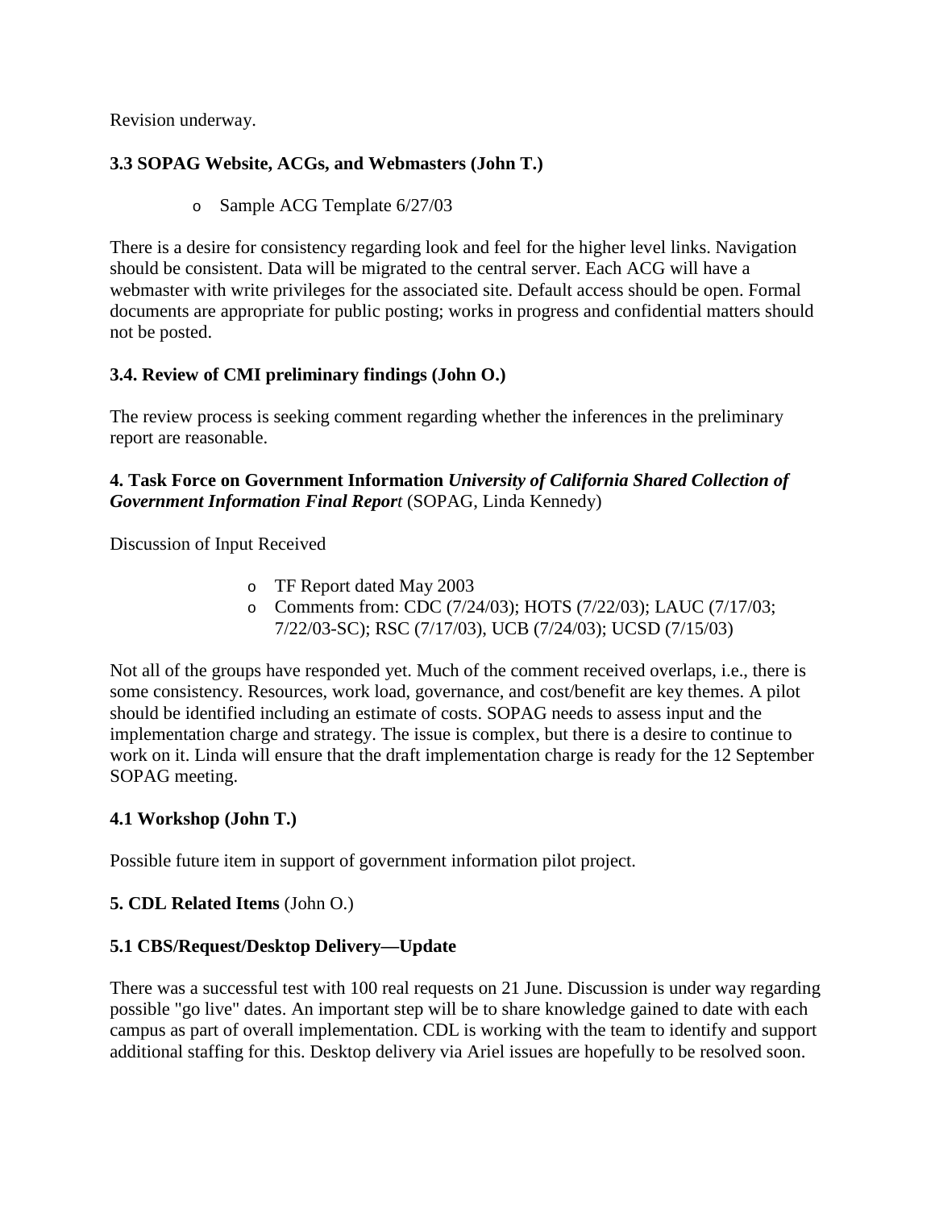Revision underway.

### 3.3 SOPAG Website, ACGs, and Webmasters (John T.)

- Sample ACG Template 6/27/03

There is a desire for consistency regarding look and feel for the higher level links. Navigation should be consistent. Data will be migrated to the central server. Each ACG will have a webmaster with write privileges for the associated site. Default access should be open. Formal documents are appropriate for public posting; works in progress and confidential matters should not be posted.

### 3.4. Review of CMI preliminary findings (John O.)

The review process is seeking comment regarding whether the inferences in the preliminary report are reasonable.

### 4. Task Force on Government Information *University of California Shared Collection of Government Information Final Report* (SOPAG, Linda Kennedy)

Discussion of Input Received

- TF Report dated May 2003
- Comments from: CDC (7/24/03); HOTS (7/22/03); LAUC (7/17/03; 7/22/03-SC); RSC (7/17/03), UCB (7/24/03); UCSD (7/15/03)

Not all of the groups have responded yet. Much of the comment received overlaps, i.e., there is some consistency. Resources, work load, governance, and cost/benefit are key themes. A pilot should be identified including an estimate of costs. SOPAG needs to assess input and the implementation charge and strategy. The issue is complex, but there is a desire to continue to work on it. Linda will ensure that the draft implementation charge is ready for the 12 September SOPAG meeting.

### 4.1 Workshop (John T.)

Possible future item in support of government information pilot project.

### 5. CDL Related Items (John O.)

### 5.1 CBS/Request/Desktop Delivery—Update

There was a successful test with 100 real requests on 21 June. Discussion is under way regarding possible "go live" dates. An important step will be to share knowledge gained to date with each campus as part of overall implementation. CDL is working with the team to identify and support additional staffing for this. Desktop delivery via Ariel issues are hopefully to be resolved soon.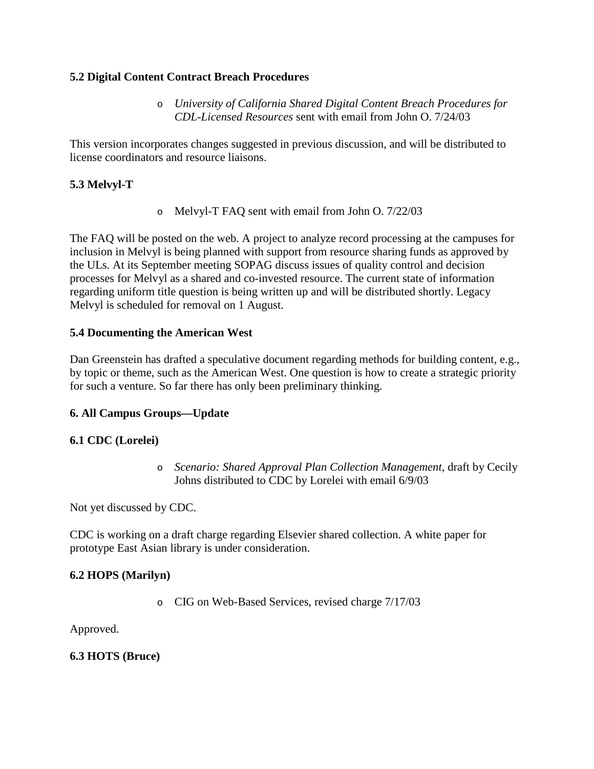**5.2 Digital Content Contract Breach Procedures**

- *University of California Shared Digital Content Breach Procedures for CDL-Licensed Resources* sent with email from John O. 7/24/03

This version incorporates changes suggested in previous discussion, and will be distributed to license coordinators and resource liaisons.

**5.3 Melvyl-T**

- Melvyl-T FAQ sent with email from John O. 7/22/03

The FAQ will be posted on the web. A project to analyze record processing at the campuses for inclusion in Melvyl is being planned with support from resource sharing funds as approved by the ULs. At its September meeting SOPAG discuss issues of quality control and decision processes for Melvyl as a shared and co-invested resource. The current state of information regarding uniform title question is being written up and will be distributed shortly. Legacy Melvyl is scheduled for removal on 1 August.

**5.4 Documenting the American West**

Dan Greenstein has drafted a speculative document regarding methods for building content, e.g., by topic or theme, such as the American West. One question is how to create a strategic priority for such a venture. So far there has only been preliminary thinking.

**6. All Campus Groups—Update**

**6.1 CDC (Lorelei)**

- *Scenario: Shared Approval Plan Collection Management*, draft by Cecily Johns distributed to CDC by Lorelei with email 6/9/03

Not yet discussed by CDC.

CDC is working on a draft charge regarding Elsevier shared collection. A white paper for prototype East Asian library is under consideration.

**6.2 HOPS (Marilyn)**

- CIG on Web-Based Services, revised charge 7/17/03

Approved.

**6.3 HOTS (Bruce)**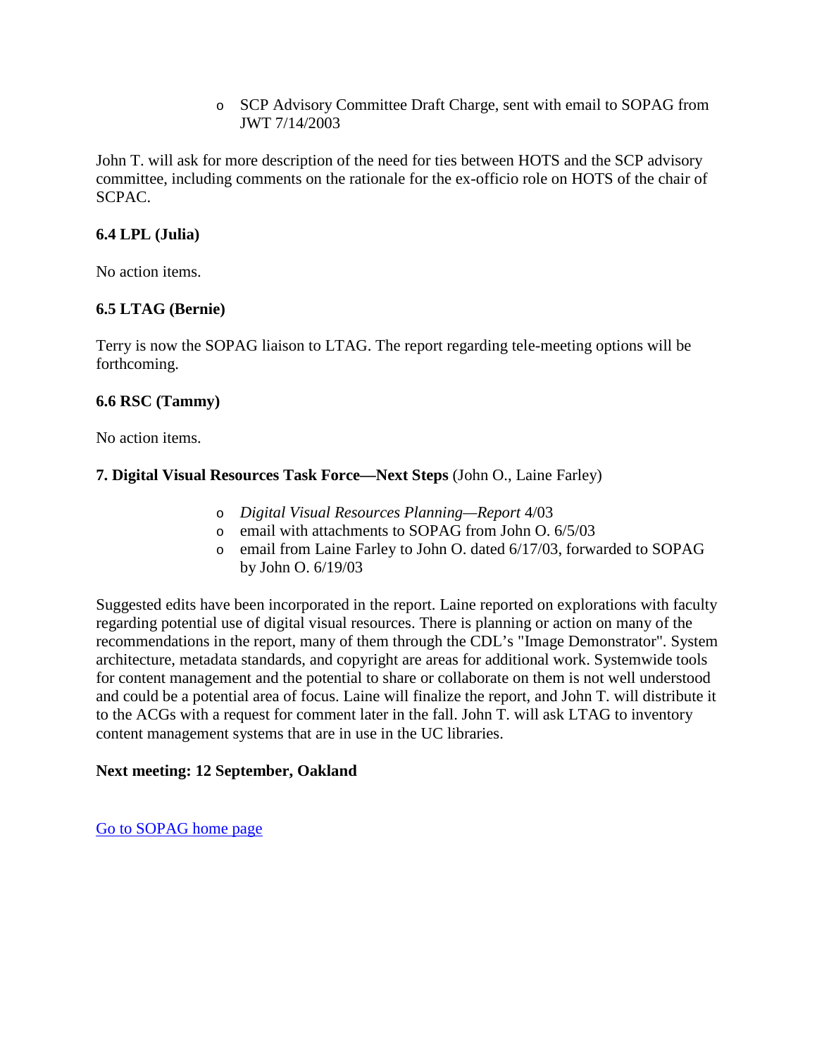- SCP Advisory Committee Draft Charge, sent with email to SOPAG from JWT 7/14/2003

John T. will ask for more description of the need for ties between HOTS and the SCP advisory committee, including comments on the rationale for the ex-officio role on HOTS of the chair of SCPAC.

**6.4 LPL (Julia)**

No action items.

**6.5 LTAG (Bernie)**

Terry is now the SOPAG liaison to LTAG. The report regarding tele-meeting options will be forthcoming.

**6.6 RSC (Tammy)**

No action items.

**7. Digital Visual Resources Task Force—Next Steps** (John O., Laine Farley)

- *Digital Visual Resources Planning—Report* 4/03
- email with attachments to SOPAG from John O. 6/5/03
- email from Laine Farley to John O. dated 6/17/03, forwarded to SOPAG by John O. 6/19/03

Suggested edits have been incorporated in the report. Laine reported on explorations with faculty regarding potential use of digital visual resources. There is planning or action on many of the recommendations in the report, many of them through the CDL's "Image Demonstrator". System architecture, metadata standards, and copyright are areas for additional work. Systemwide tools for content management and the potential to share or collaborate on them is not well understood and could be a potential area of focus. Laine will finalize the report, and John T. will distribute it to the ACGs with a request for comment later in the fall. John T. will ask LTAG to inventory content management systems that are in use in the UC libraries.

**Next meeting: 12 September, Oakland**

[Go to SOPAG home page]